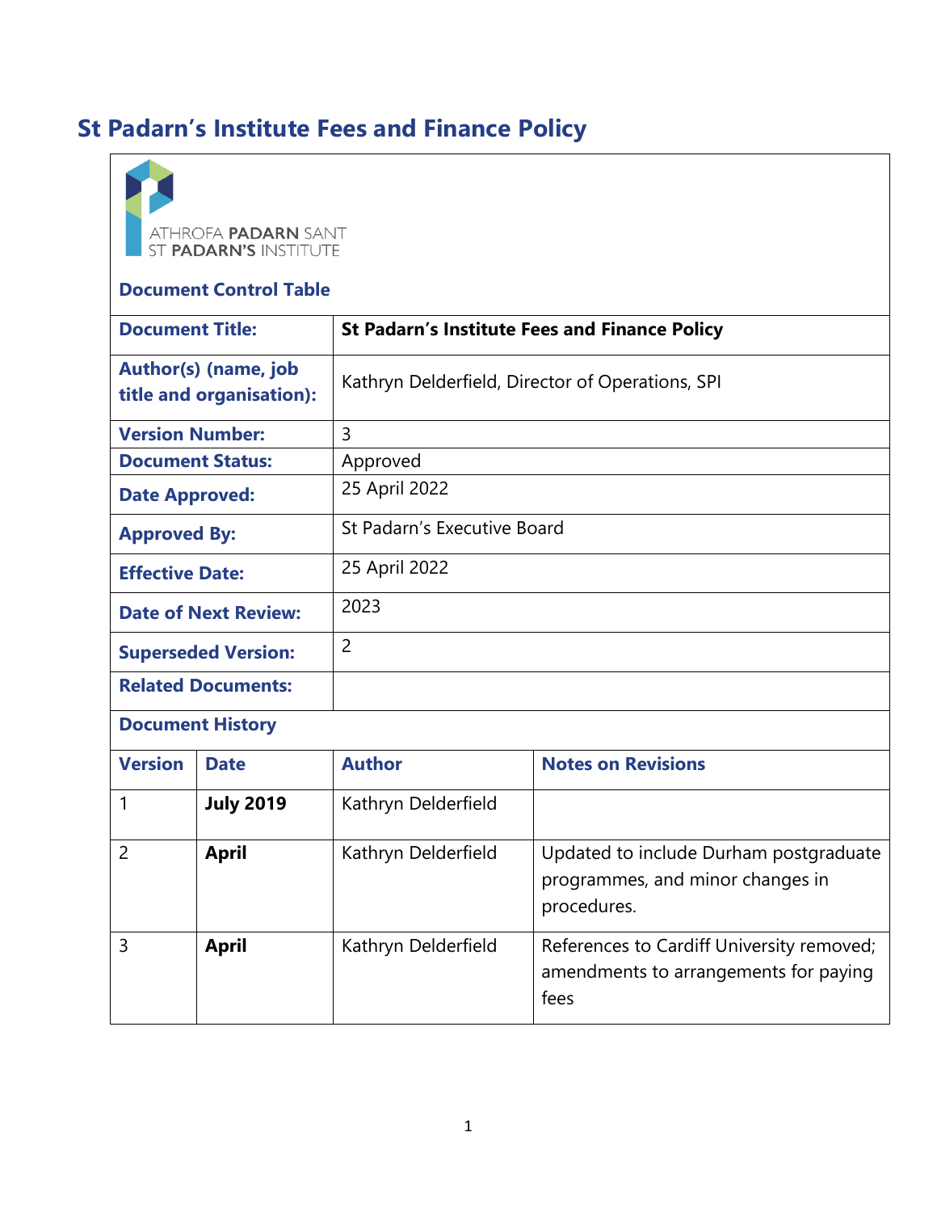# St Padarn's Institute Fees and Finance Policy

ATHROFA PADARN SANT
ST PADARN'S INSTITUTE

**Document Control Table**

| | |
|---|---|
| **Document Title:** | **St Padarn's Institute Fees and Finance Policy** |
| **Author(s) (name, job title and organisation):** | Kathryn Delderfield, Director of Operations, SPI |
| **Version Number:** | 3 |
| **Document Status:** | Approved |
| **Date Approved:** | 25 April 2022 |
| **Approved By:** | St Padarn's Executive Board |
| **Effective Date:** | 25 April 2022 |
| **Date of Next Review:** | 2023 |
| **Superseded Version:** | 2 |
| **Related Documents:** | |

**Document History**

| Version | Date | Author | Notes on Revisions |
|---|---|---|---|
| 1 | **July 2019** | Kathryn Delderfield | |
| 2 | **April** | Kathryn Delderfield | Updated to include Durham postgraduate programmes, and minor changes in procedures. |
| 3 | **April** | Kathryn Delderfield | References to Cardiff University removed; amendments to arrangements for paying fees |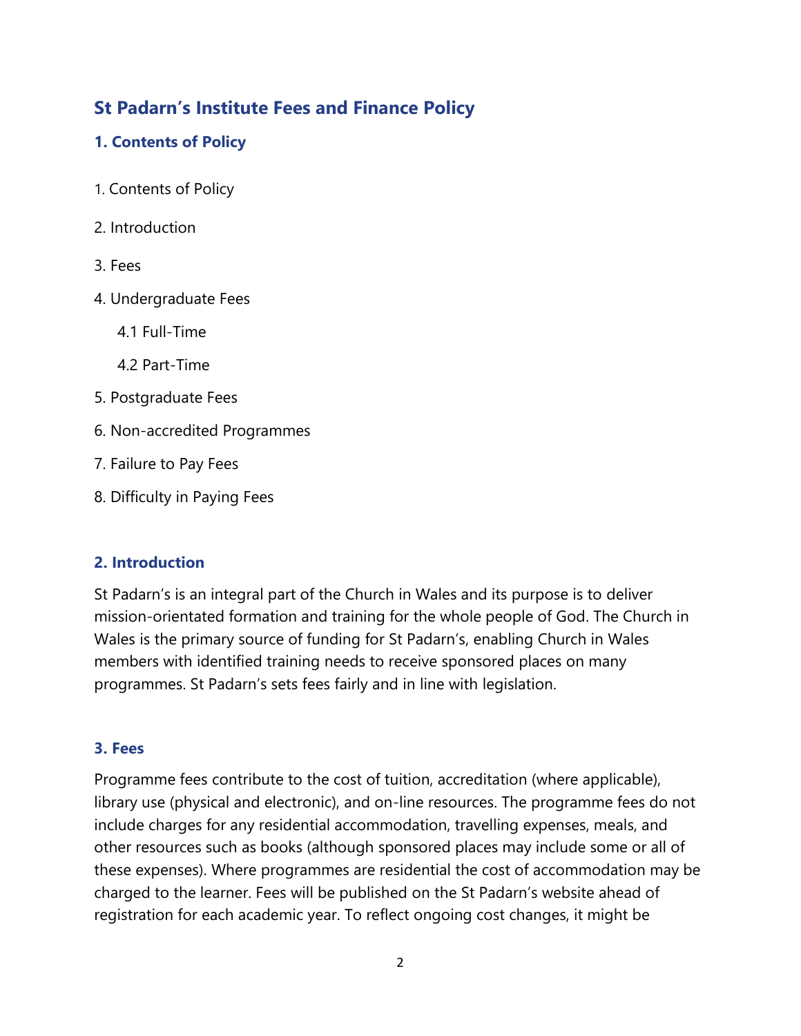# St Padarn's Institute Fees and Finance Policy

## 1. Contents of Policy

1. Contents of Policy
2. Introduction
3. Fees
4. Undergraduate Fees
   - 4.1 Full-Time
   - 4.2 Part-Time
5. Postgraduate Fees
6. Non-accredited Programmes
7. Failure to Pay Fees
8. Difficulty in Paying Fees

## 2. Introduction

St Padarn's is an integral part of the Church in Wales and its purpose is to deliver mission-orientated formation and training for the whole people of God. The Church in Wales is the primary source of funding for St Padarn's, enabling Church in Wales members with identified training needs to receive sponsored places on many programmes. St Padarn's sets fees fairly and in line with legislation.

## 3. Fees

Programme fees contribute to the cost of tuition, accreditation (where applicable), library use (physical and electronic), and on-line resources. The programme fees do not include charges for any residential accommodation, travelling expenses, meals, and other resources such as books (although sponsored places may include some or all of these expenses). Where programmes are residential the cost of accommodation may be charged to the learner. Fees will be published on the St Padarn's website ahead of registration for each academic year. To reflect ongoing cost changes, it might be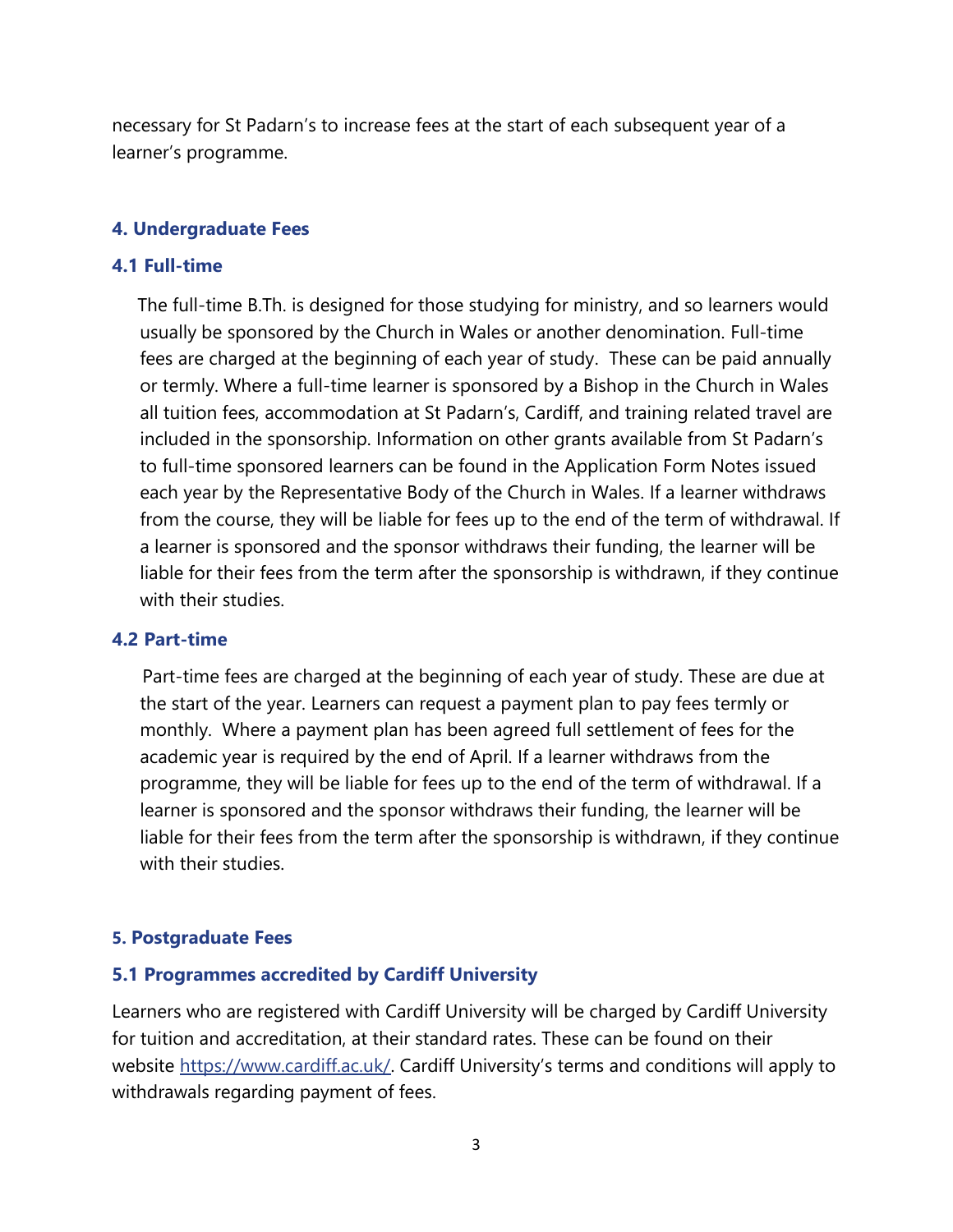necessary for St Padarn's to increase fees at the start of each subsequent year of a learner's programme.

## 4. Undergraduate Fees

### 4.1 Full-time

The full-time B.Th. is designed for those studying for ministry, and so learners would usually be sponsored by the Church in Wales or another denomination. Full-time fees are charged at the beginning of each year of study. These can be paid annually or termly. Where a full-time learner is sponsored by a Bishop in the Church in Wales all tuition fees, accommodation at St Padarn's, Cardiff, and training related travel are included in the sponsorship. Information on other grants available from St Padarn's to full-time sponsored learners can be found in the Application Form Notes issued each year by the Representative Body of the Church in Wales. If a learner withdraws from the course, they will be liable for fees up to the end of the term of withdrawal. If a learner is sponsored and the sponsor withdraws their funding, the learner will be liable for their fees from the term after the sponsorship is withdrawn, if they continue with their studies.

### 4.2 Part-time

Part-time fees are charged at the beginning of each year of study. These are due at the start of the year. Learners can request a payment plan to pay fees termly or monthly. Where a payment plan has been agreed full settlement of fees for the academic year is required by the end of April. If a learner withdraws from the programme, they will be liable for fees up to the end of the term of withdrawal. If a learner is sponsored and the sponsor withdraws their funding, the learner will be liable for their fees from the term after the sponsorship is withdrawn, if they continue with their studies.

## 5. Postgraduate Fees

### 5.1 Programmes accredited by Cardiff University

Learners who are registered with Cardiff University will be charged by Cardiff University for tuition and accreditation, at their standard rates. These can be found on their website [https://www.cardiff.ac.uk/](https://www.cardiff.ac.uk/). Cardiff University's terms and conditions will apply to withdrawals regarding payment of fees.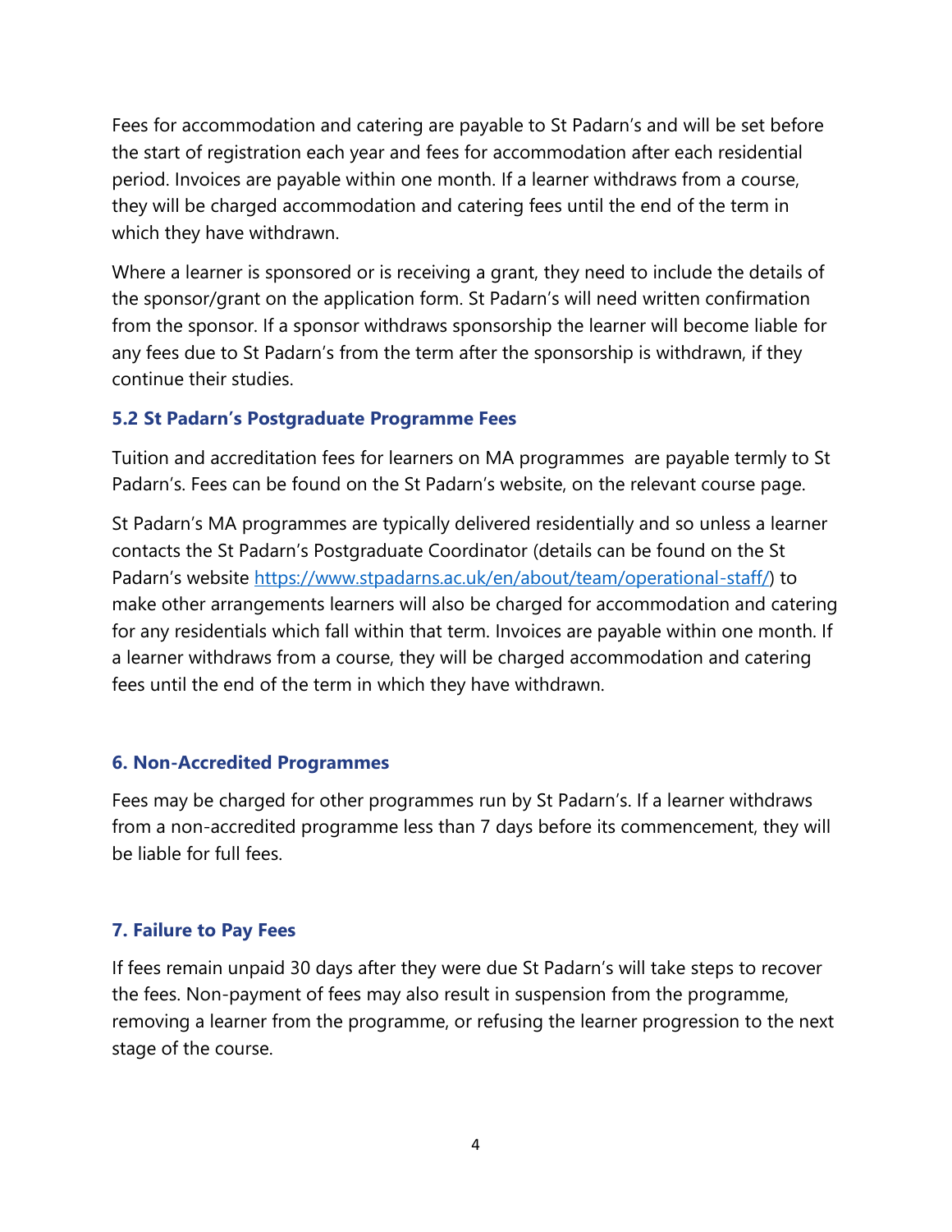Fees for accommodation and catering are payable to St Padarn's and will be set before the start of registration each year and fees for accommodation after each residential period. Invoices are payable within one month. If a learner withdraws from a course, they will be charged accommodation and catering fees until the end of the term in which they have withdrawn.

Where a learner is sponsored or is receiving a grant, they need to include the details of the sponsor/grant on the application form. St Padarn's will need written confirmation from the sponsor. If a sponsor withdraws sponsorship the learner will become liable for any fees due to St Padarn's from the term after the sponsorship is withdrawn, if they continue their studies.

### 5.2 St Padarn's Postgraduate Programme Fees

Tuition and accreditation fees for learners on MA programmes are payable termly to St Padarn's. Fees can be found on the St Padarn's website, on the relevant course page.

St Padarn's MA programmes are typically delivered residentially and so unless a learner contacts the St Padarn's Postgraduate Coordinator (details can be found on the St Padarn's website [https://www.stpadarns.ac.uk/en/about/team/operational-staff/](https://www.stpadarns.ac.uk/en/about/team/operational-staff/)) to make other arrangements learners will also be charged for accommodation and catering for any residentials which fall within that term. Invoices are payable within one month. If a learner withdraws from a course, they will be charged accommodation and catering fees until the end of the term in which they have withdrawn.

## 6. Non-Accredited Programmes

Fees may be charged for other programmes run by St Padarn's. If a learner withdraws from a non-accredited programme less than 7 days before its commencement, they will be liable for full fees.

## 7. Failure to Pay Fees

If fees remain unpaid 30 days after they were due St Padarn's will take steps to recover the fees. Non-payment of fees may also result in suspension from the programme, removing a learner from the programme, or refusing the learner progression to the next stage of the course.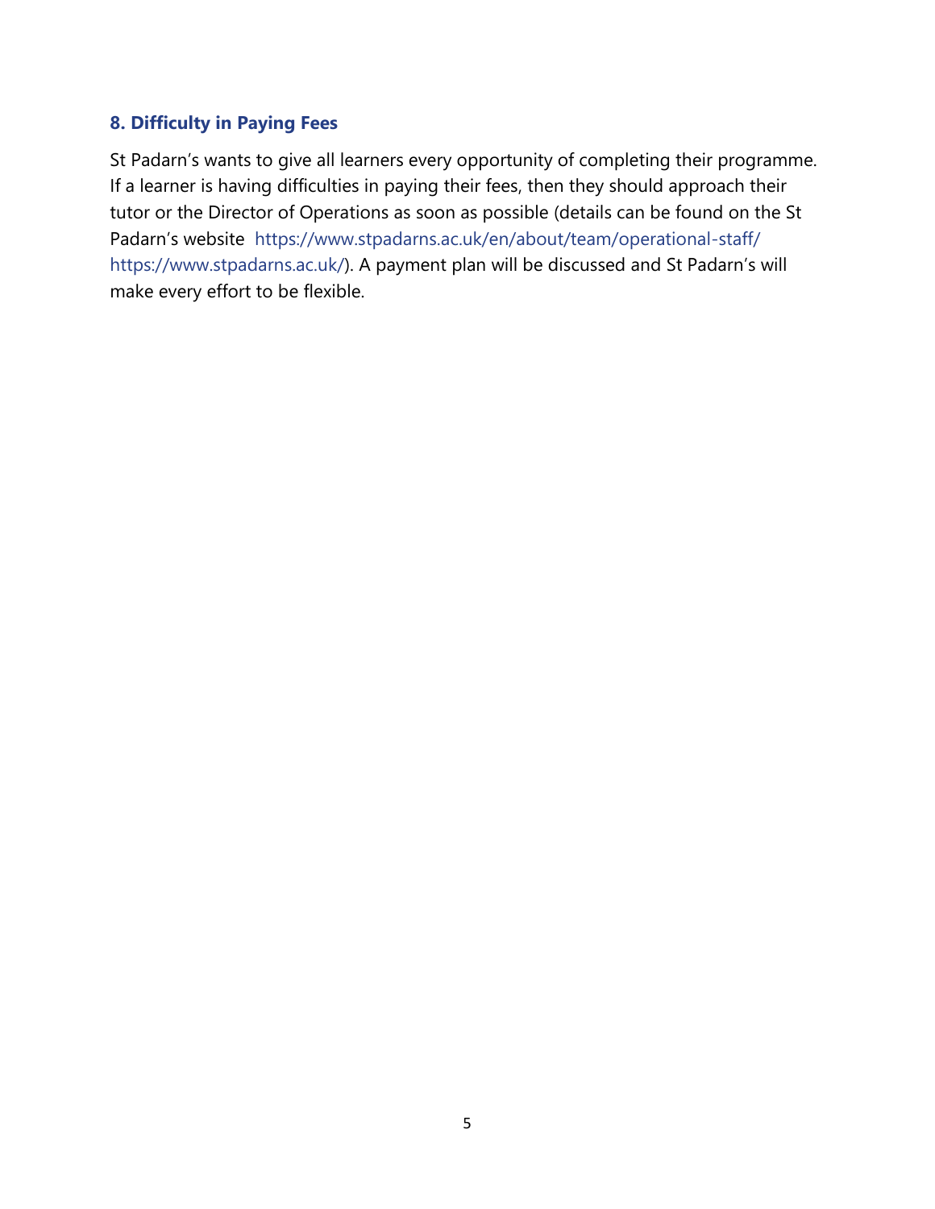## 8. Difficulty in Paying Fees

St Padarn's wants to give all learners every opportunity of completing their programme. If a learner is having difficulties in paying their fees, then they should approach their tutor or the Director of Operations as soon as possible (details can be found on the St Padarn's website https://www.stpadarns.ac.uk/en/about/team/operational-staff/ https://www.stpadarns.ac.uk/). A payment plan will be discussed and St Padarn's will make every effort to be flexible.